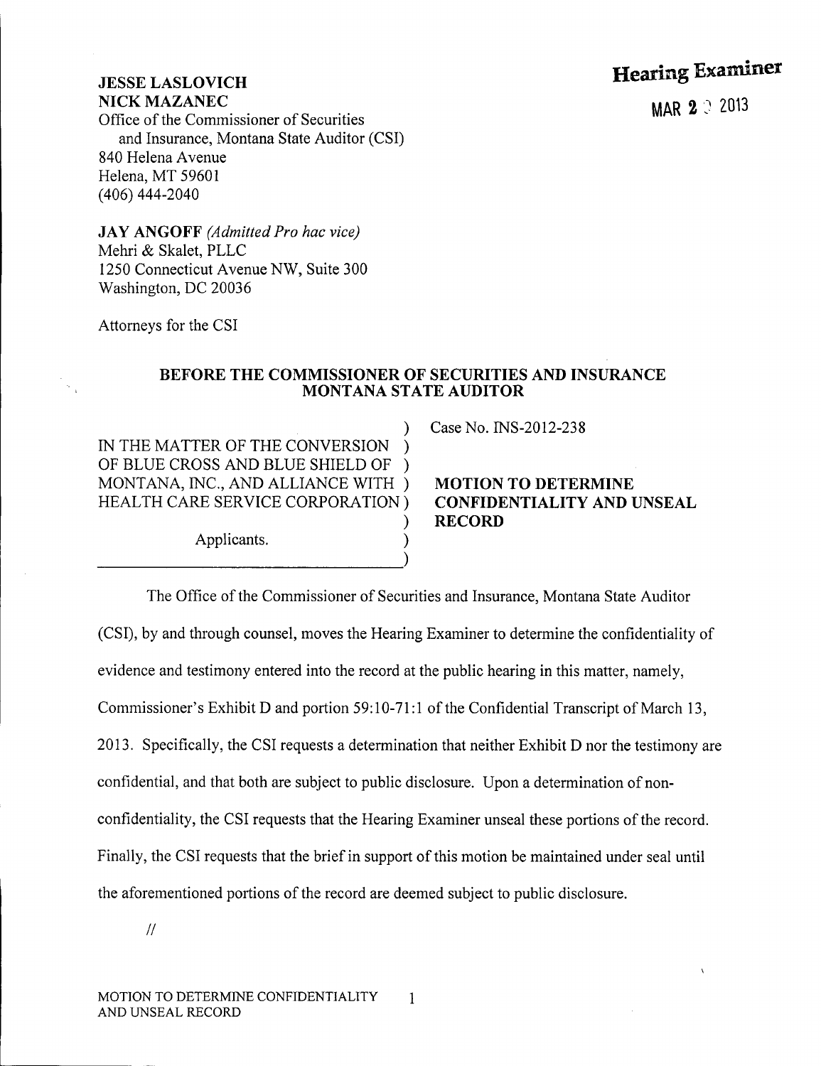**JESSE LASLOVICH**
**NICK MAZANEC**
Office of the Commissioner of Securities
and Insurance, Montana State Auditor (CSI)
840 Helena Avenue
Helena, MT 59601
(406) 444-2040

**Hearing Examiner**

MAR 2 0 2013

**JAY ANGOFF** *(Admitted Pro hac vice)*
Mehri & Skalet, PLLC
1250 Connecticut Avenue NW, Suite 300
Washington, DC 20036

Attorneys for the CSI

## BEFORE THE COMMISSIONER OF SECURITIES AND INSURANCE MONTANA STATE AUDITOR

IN THE MATTER OF THE CONVERSION OF BLUE CROSS AND BLUE SHIELD OF MONTANA, INC., AND ALLIANCE WITH HEALTH CARE SERVICE CORPORATION

Applicants.

Case No. INS-2012-238

**MOTION TO DETERMINE CONFIDENTIALITY AND UNSEAL RECORD**

The Office of the Commissioner of Securities and Insurance, Montana State Auditor (CSI), by and through counsel, moves the Hearing Examiner to determine the confidentiality of evidence and testimony entered into the record at the public hearing in this matter, namely, Commissioner's Exhibit D and portion 59:10-71:1 of the Confidential Transcript of March 13, 2013. Specifically, the CSI requests a determination that neither Exhibit D nor the testimony are confidential, and that both are subject to public disclosure. Upon a determination of non-confidentiality, the CSI requests that the Hearing Examiner unseal these portions of the record. Finally, the CSI requests that the brief in support of this motion be maintained under seal until the aforementioned portions of the record are deemed subject to public disclosure.

//

MOTION TO DETERMINE CONFIDENTIALITY AND UNSEAL RECORD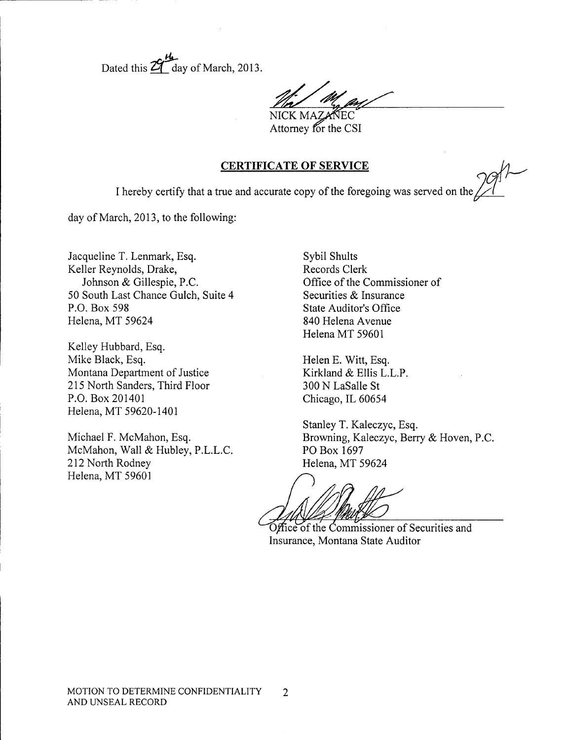Dated this 29th day of March, 2013.

NICK MAZANEC
Attorney for the CSI

## CERTIFICATE OF SERVICE

I hereby certify that a true and accurate copy of the foregoing was served on the 29th day of March, 2013, to the following:

Jacqueline T. Lenmark, Esq.
Keller Reynolds, Drake,
Johnson & Gillespie, P.C.
50 South Last Chance Gulch, Suite 4
P.O. Box 598
Helena, MT 59624

Kelley Hubbard, Esq.
Mike Black, Esq.
Montana Department of Justice
215 North Sanders, Third Floor
P.O. Box 201401
Helena, MT 59620-1401

Michael F. McMahon, Esq.
McMahon, Wall & Hubley, P.L.L.C.
212 North Rodney
Helena, MT 59601

Sybil Shults
Records Clerk
Office of the Commissioner of
Securities & Insurance
State Auditor's Office
840 Helena Avenue
Helena MT 59601

Helen E. Witt, Esq.
Kirkland & Ellis L.L.P.
300 N LaSalle St
Chicago, IL 60654

Stanley T. Kaleczyc, Esq.
Browning, Kaleczyc, Berry & Hoven, P.C.
PO Box 1697
Helena, MT 59624

Office of the Commissioner of Securities and
Insurance, Montana State Auditor

MOTION TO DETERMINE CONFIDENTIALITY AND UNSEAL RECORD